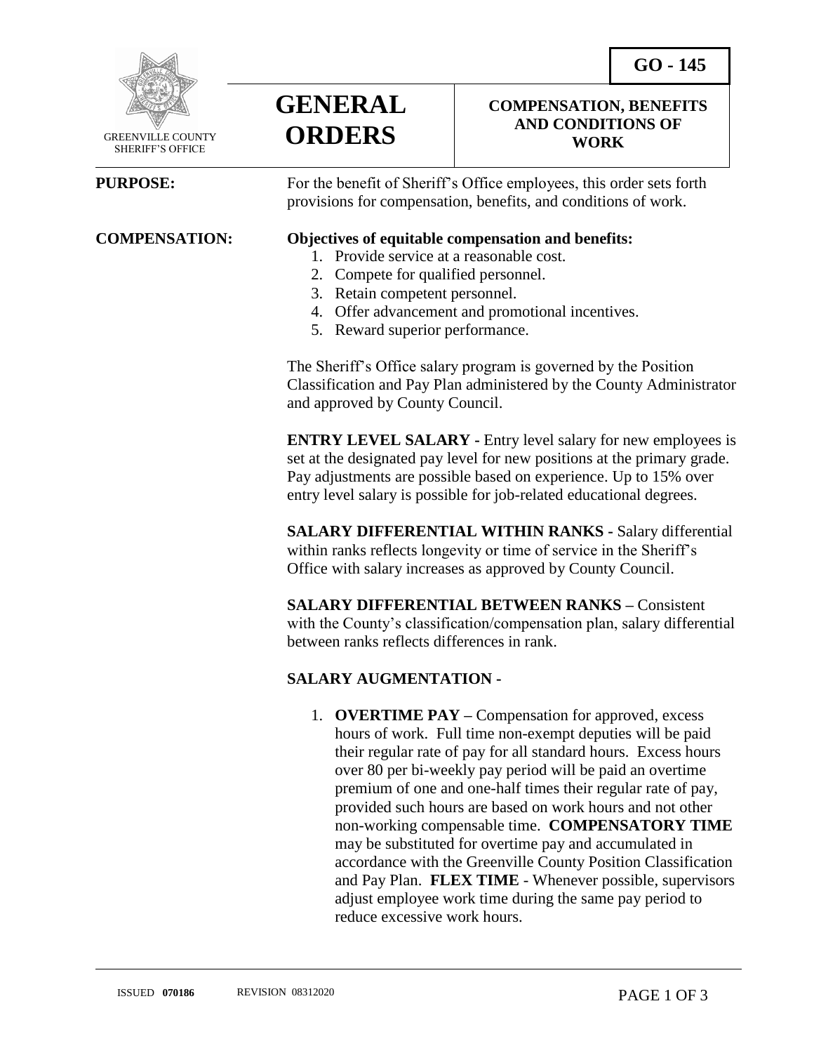GREENVILLE COUNTY SHERIFF'S OFFICE

# GENERAL ORDERS

**GO - 145**

## COMPENSATION, BENEFITS AND CONDITIONS OF WORK

**PURPOSE:** For the benefit of Sheriff's Office employees, this order sets forth provisions for compensation, benefits, and conditions of work.

**COMPENSATION:**

**Objectives of equitable compensation and benefits:**

1. Provide service at a reasonable cost.
2. Compete for qualified personnel.
3. Retain competent personnel.
4. Offer advancement and promotional incentives.
5. Reward superior performance.

The Sheriff's Office salary program is governed by the Position Classification and Pay Plan administered by the County Administrator and approved by County Council.

**ENTRY LEVEL SALARY -** Entry level salary for new employees is set at the designated pay level for new positions at the primary grade. Pay adjustments are possible based on experience. Up to 15% over entry level salary is possible for job-related educational degrees.

**SALARY DIFFERENTIAL WITHIN RANKS -** Salary differential within ranks reflects longevity or time of service in the Sheriff's Office with salary increases as approved by County Council.

**SALARY DIFFERENTIAL BETWEEN RANKS –** Consistent with the County's classification/compensation plan, salary differential between ranks reflects differences in rank.

**SALARY AUGMENTATION -**

1. **OVERTIME PAY –** Compensation for approved, excess hours of work. Full time non-exempt deputies will be paid their regular rate of pay for all standard hours. Excess hours over 80 per bi-weekly pay period will be paid an overtime premium of one and one-half times their regular rate of pay, provided such hours are based on work hours and not other non-working compensable time. **COMPENSATORY TIME** may be substituted for overtime pay and accumulated in accordance with the Greenville County Position Classification and Pay Plan. **FLEX TIME** - Whenever possible, supervisors adjust employee work time during the same pay period to reduce excessive work hours.

ISSUED **070186** REVISION 08312020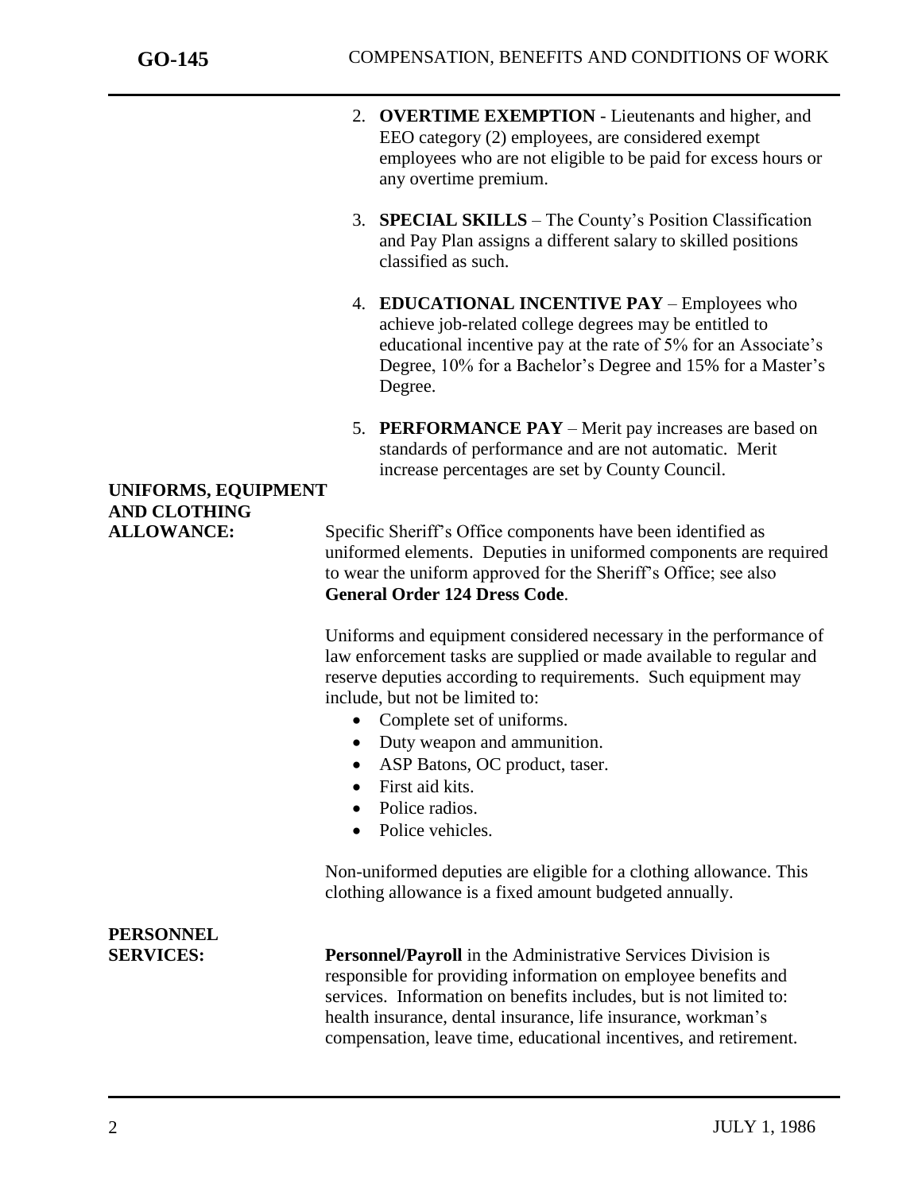2. **OVERTIME EXEMPTION** - Lieutenants and higher, and EEO category (2) employees, are considered exempt employees who are not eligible to be paid for excess hours or any overtime premium.

3. **SPECIAL SKILLS** – The County's Position Classification and Pay Plan assigns a different salary to skilled positions classified as such.

4. **EDUCATIONAL INCENTIVE PAY** – Employees who achieve job-related college degrees may be entitled to educational incentive pay at the rate of 5% for an Associate's Degree, 10% for a Bachelor's Degree and 15% for a Master's Degree.

5. **PERFORMANCE PAY** – Merit pay increases are based on standards of performance and are not automatic. Merit increase percentages are set by County Council.

**UNIFORMS, EQUIPMENT AND CLOTHING ALLOWANCE:**

Specific Sheriff's Office components have been identified as uniformed elements. Deputies in uniformed components are required to wear the uniform approved for the Sheriff's Office; see also **General Order 124 Dress Code**.

Uniforms and equipment considered necessary in the performance of law enforcement tasks are supplied or made available to regular and reserve deputies according to requirements. Such equipment may include, but not be limited to:

- Complete set of uniforms.
- Duty weapon and ammunition.
- ASP Batons, OC product, taser.
- First aid kits.
- Police radios.
- Police vehicles.

Non-uniformed deputies are eligible for a clothing allowance. This clothing allowance is a fixed amount budgeted annually.

**PERSONNEL SERVICES:**

**Personnel/Payroll** in the Administrative Services Division is responsible for providing information on employee benefits and services. Information on benefits includes, but is not limited to: health insurance, dental insurance, life insurance, workman's compensation, leave time, educational incentives, and retirement.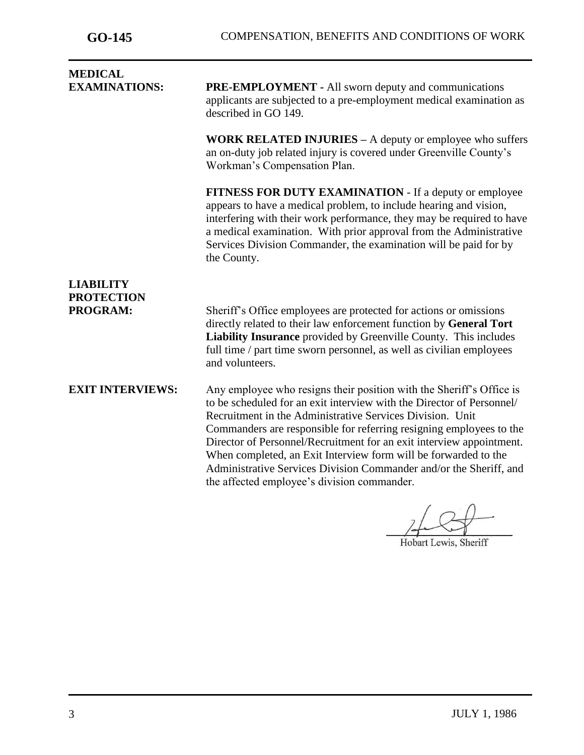**MEDICAL EXAMINATIONS:**

**PRE-EMPLOYMENT -** All sworn deputy and communications applicants are subjected to a pre-employment medical examination as described in GO 149.

**WORK RELATED INJURIES –** A deputy or employee who suffers an on-duty job related injury is covered under Greenville County's Workman's Compensation Plan.

**FITNESS FOR DUTY EXAMINATION** - If a deputy or employee appears to have a medical problem, to include hearing and vision, interfering with their work performance, they may be required to have a medical examination. With prior approval from the Administrative Services Division Commander, the examination will be paid for by the County.

**LIABILITY PROTECTION PROGRAM:**

Sheriff's Office employees are protected for actions or omissions directly related to their law enforcement function by **General Tort Liability Insurance** provided by Greenville County. This includes full time / part time sworn personnel, as well as civilian employees and volunteers.

**EXIT INTERVIEWS:**

Any employee who resigns their position with the Sheriff's Office is to be scheduled for an exit interview with the Director of Personnel/ Recruitment in the Administrative Services Division. Unit Commanders are responsible for referring resigning employees to the Director of Personnel/Recruitment for an exit interview appointment. When completed, an Exit Interview form will be forwarded to the Administrative Services Division Commander and/or the Sheriff, and the affected employee's division commander.

Hobart Lewis, Sheriff